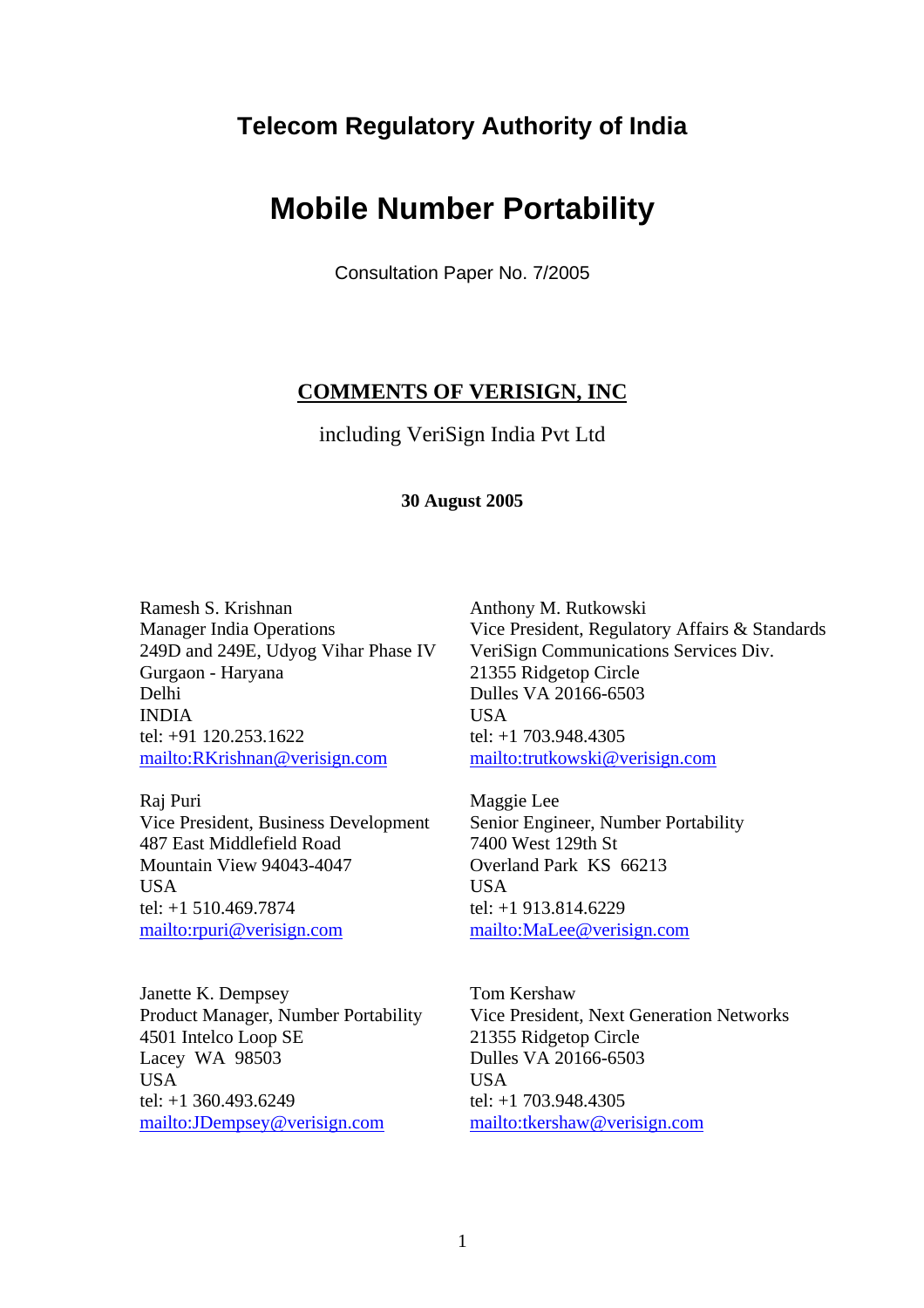## Telecom Regulatory Authority of India

# Mobile Number Portability

Consultation Paper No. 7/2005

**COMMENTS OF VERISIGN, INC**

including VeriSign India Pvt Ltd

**30 August 2005**

Ramesh S. Krishnan
Manager India Operations
249D and 249E, Udyog Vihar Phase IV
Gurgaon - Haryana
Delhi
INDIA
tel: +91 120.253.1622
mailto:RKrishnan@verisign.com

Anthony M. Rutkowski
Vice President, Regulatory Affairs & Standards
VeriSign Communications Services Div.
21355 Ridgetop Circle
Dulles VA 20166-6503
USA
tel: +1 703.948.4305
mailto:trutkowski@verisign.com

Raj Puri
Vice President, Business Development
487 East Middlefield Road
Mountain View 94043-4047
USA
tel: +1 510.469.7874
mailto:rpuri@verisign.com

Maggie Lee
Senior Engineer, Number Portability
7400 West 129th St
Overland Park KS 66213
USA
tel: +1 913.814.6229
mailto:MaLee@verisign.com

Janette K. Dempsey
Product Manager, Number Portability
4501 Intelco Loop SE
Lacey WA 98503
USA
tel: +1 360.493.6249
mailto:JDempsey@verisign.com

Tom Kershaw
Vice President, Next Generation Networks
21355 Ridgetop Circle
Dulles VA 20166-6503
USA
tel: +1 703.948.4305
mailto:tkershaw@verisign.com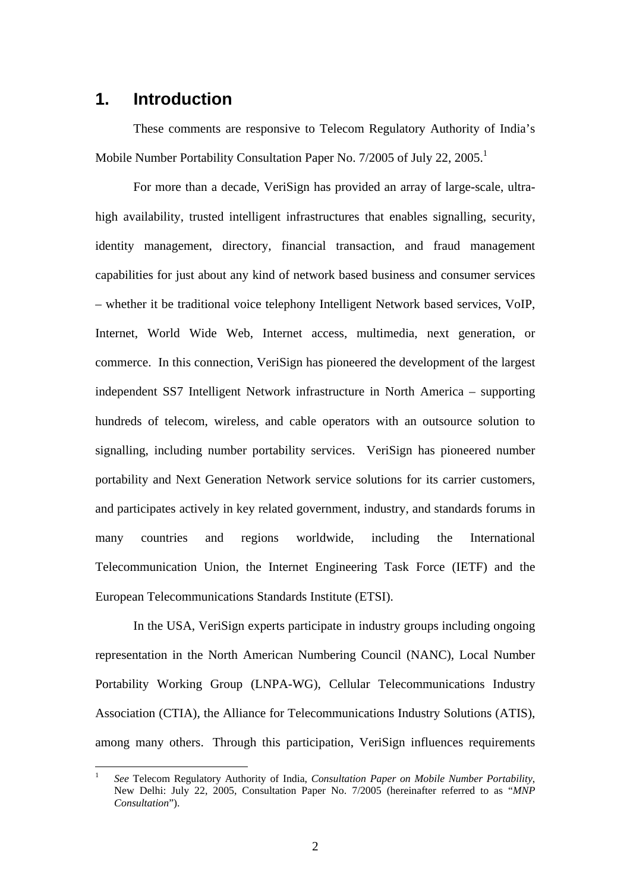# 1. Introduction

These comments are responsive to Telecom Regulatory Authority of India's Mobile Number Portability Consultation Paper No. 7/2005 of July 22, 2005.[1]

For more than a decade, VeriSign has provided an array of large-scale, ultra-high availability, trusted intelligent infrastructures that enables signalling, security, identity management, directory, financial transaction, and fraud management capabilities for just about any kind of network based business and consumer services – whether it be traditional voice telephony Intelligent Network based services, VoIP, Internet, World Wide Web, Internet access, multimedia, next generation, or commerce. In this connection, VeriSign has pioneered the development of the largest independent SS7 Intelligent Network infrastructure in North America – supporting hundreds of telecom, wireless, and cable operators with an outsource solution to signalling, including number portability services. VeriSign has pioneered number portability and Next Generation Network service solutions for its carrier customers, and participates actively in key related government, industry, and standards forums in many countries and regions worldwide, including the International Telecommunication Union, the Internet Engineering Task Force (IETF) and the European Telecommunications Standards Institute (ETSI).

In the USA, VeriSign experts participate in industry groups including ongoing representation in the North American Numbering Council (NANC), Local Number Portability Working Group (LNPA-WG), Cellular Telecommunications Industry Association (CTIA), the Alliance for Telecommunications Industry Solutions (ATIS), among many others. Through this participation, VeriSign influences requirements

[1] *See* Telecom Regulatory Authority of India, *Consultation Paper on Mobile Number Portability*, New Delhi: July 22, 2005, Consultation Paper No. 7/2005 (hereinafter referred to as "*MNP Consultation*").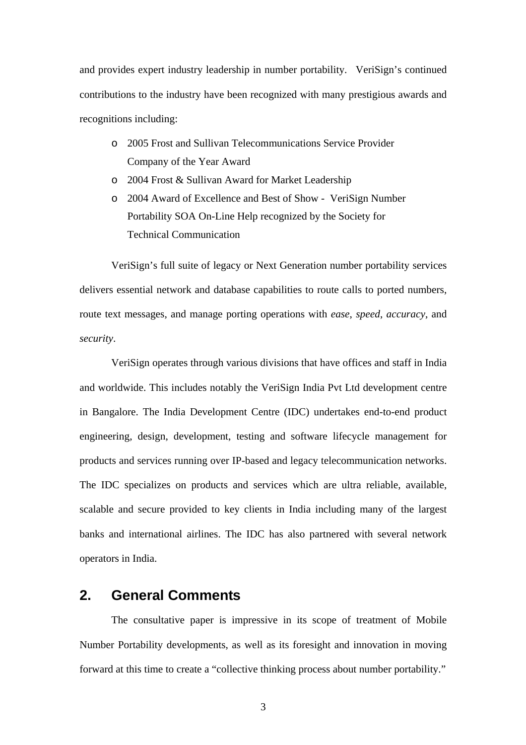and provides expert industry leadership in number portability. VeriSign's continued contributions to the industry have been recognized with many prestigious awards and recognitions including:

- 2005 Frost and Sullivan Telecommunications Service Provider Company of the Year Award
- 2004 Frost & Sullivan Award for Market Leadership
- 2004 Award of Excellence and Best of Show - VeriSign Number Portability SOA On-Line Help recognized by the Society for Technical Communication

VeriSign's full suite of legacy or Next Generation number portability services delivers essential network and database capabilities to route calls to ported numbers, route text messages, and manage porting operations with *ease*, *speed*, *accuracy*, and *security*.

VeriSign operates through various divisions that have offices and staff in India and worldwide. This includes notably the VeriSign India Pvt Ltd development centre in Bangalore. The India Development Centre (IDC) undertakes end-to-end product engineering, design, development, testing and software lifecycle management for products and services running over IP-based and legacy telecommunication networks. The IDC specializes on products and services which are ultra reliable, available, scalable and secure provided to key clients in India including many of the largest banks and international airlines. The IDC has also partnered with several network operators in India.

## 2. General Comments

The consultative paper is impressive in its scope of treatment of Mobile Number Portability developments, as well as its foresight and innovation in moving forward at this time to create a "collective thinking process about number portability."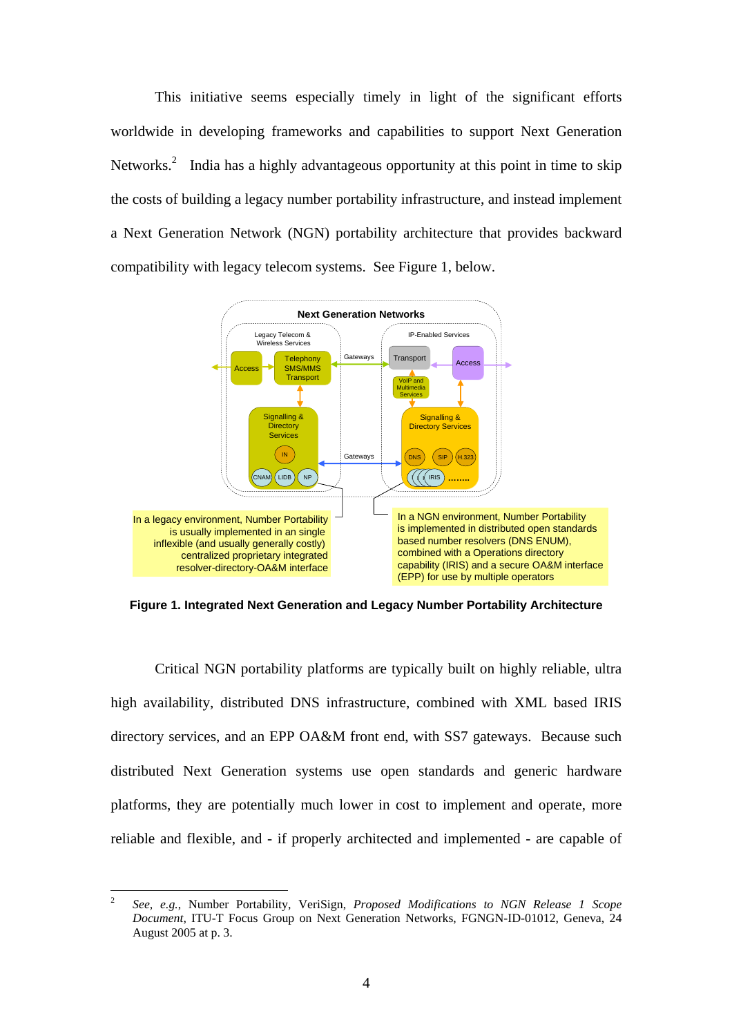This initiative seems especially timely in light of the significant efforts worldwide in developing frameworks and capabilities to support Next Generation Networks.[2] India has a highly advantageous opportunity at this point in time to skip the costs of building a legacy number portability infrastructure, and instead implement a Next Generation Network (NGN) portability architecture that provides backward compatibility with legacy telecom systems. See Figure 1, below.

In a legacy environment, Number Portability is usually implemented in an single inflexible (and usually generally costly) centralized proprietary integrated resolver-directory-OA&M interface

In a NGN environment, Number Portability is implemented in distributed open standards based number resolvers (DNS ENUM), combined with a Operations directory capability (IRIS) and a secure OA&M interface (EPP) for use by multiple operators

**Figure 1. Integrated Next Generation and Legacy Number Portability Architecture**

Critical NGN portability platforms are typically built on highly reliable, ultra high availability, distributed DNS infrastructure, combined with XML based IRIS directory services, and an EPP OA&M front end, with SS7 gateways. Because such distributed Next Generation systems use open standards and generic hardware platforms, they are potentially much lower in cost to implement and operate, more reliable and flexible, and - if properly architected and implemented - are capable of

[2] *See, e.g.,* Number Portability, VeriSign, *Proposed Modifications to NGN Release 1 Scope Document*, ITU-T Focus Group on Next Generation Networks, FGNGN-ID-01012, Geneva, 24 August 2005 at p. 3.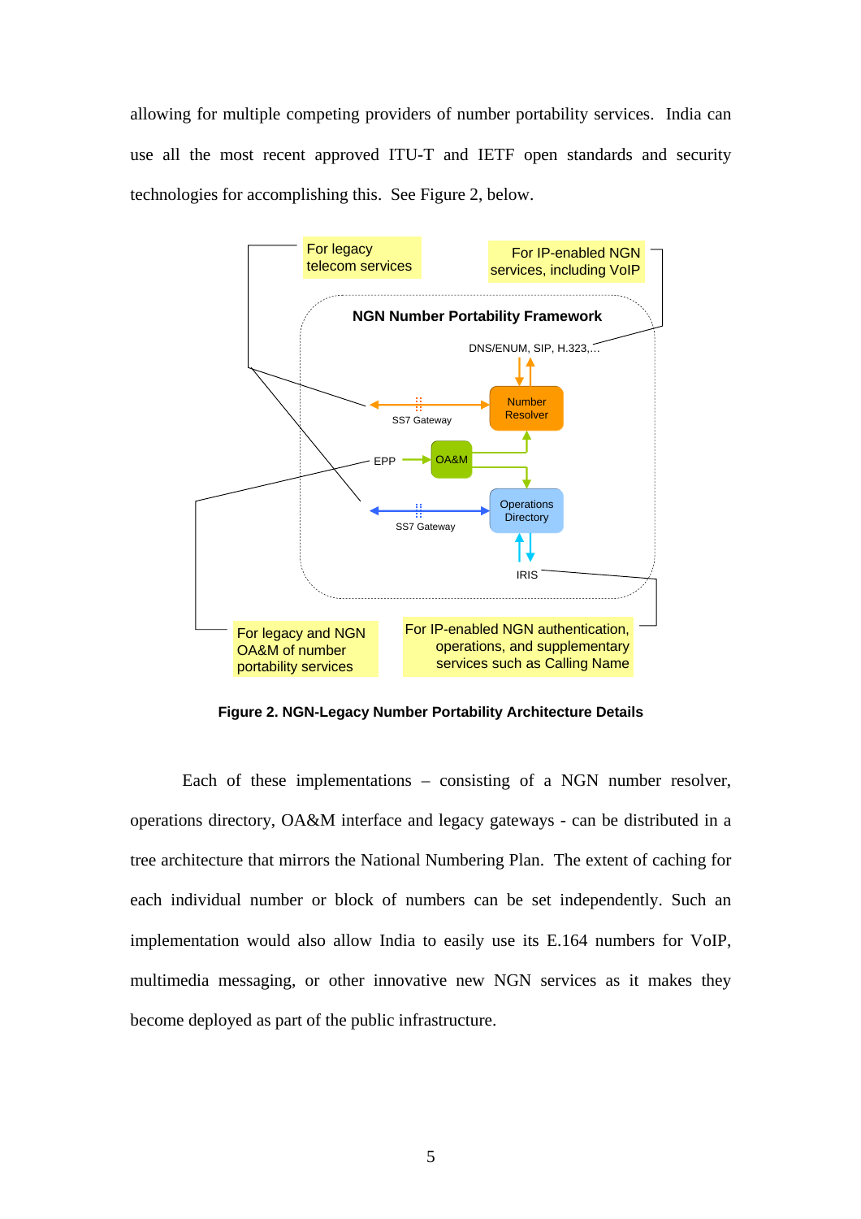allowing for multiple competing providers of number portability services. India can use all the most recent approved ITU-T and IETF open standards and security technologies for accomplishing this. See Figure 2, below.

For legacy telecom services

For IP-enabled NGN services, including VoIP

NGN Number Portability Framework

DNS/ENUM, SIP, H.323,…

Number Resolver

SS7 Gateway

EPP

OA&M

Operations Directory

SS7 Gateway

IRIS

For legacy and NGN OA&M of number portability services

For IP-enabled NGN authentication, operations, and supplementary services such as Calling Name

**Figure 2. NGN-Legacy Number Portability Architecture Details**

Each of these implementations – consisting of a NGN number resolver, operations directory, OA&M interface and legacy gateways - can be distributed in a tree architecture that mirrors the National Numbering Plan. The extent of caching for each individual number or block of numbers can be set independently. Such an implementation would also allow India to easily use its E.164 numbers for VoIP, multimedia messaging, or other innovative new NGN services as it makes they become deployed as part of the public infrastructure.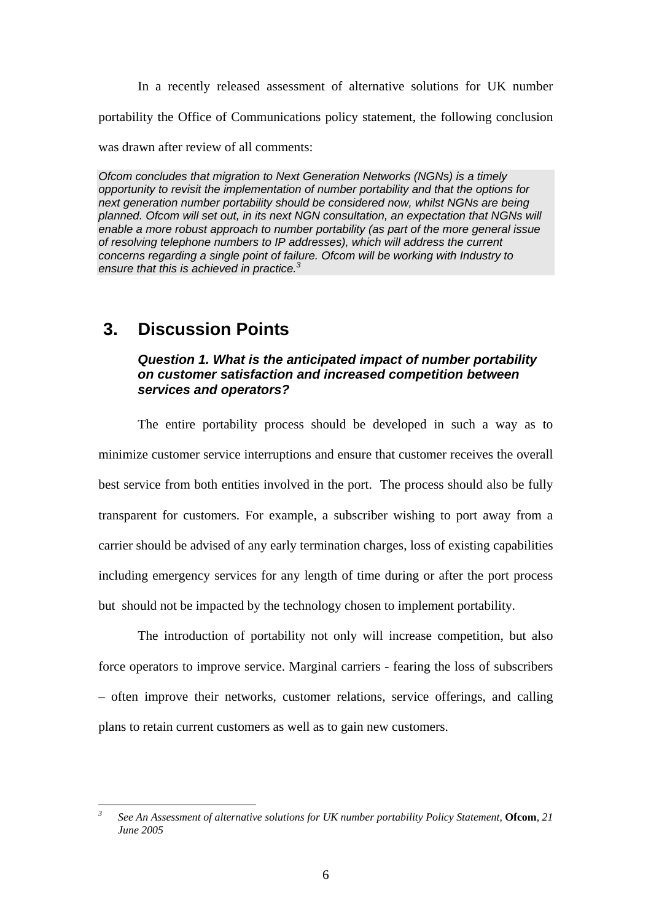In a recently released assessment of alternative solutions for UK number portability the Office of Communications policy statement, the following conclusion was drawn after review of all comments:

> *Ofcom concludes that migration to Next Generation Networks (NGNs) is a timely opportunity to revisit the implementation of number portability and that the options for next generation number portability should be considered now, whilst NGNs are being planned. Ofcom will set out, in its next NGN consultation, an expectation that NGNs will enable a more robust approach to number portability (as part of the more general issue of resolving telephone numbers to IP addresses), which will address the current concerns regarding a single point of failure. Ofcom will be working with Industry to ensure that this is achieved in practice.*[3]

## 3. Discussion Points

### *Question 1. What is the anticipated impact of number portability on customer satisfaction and increased competition between services and operators?*

The entire portability process should be developed in such a way as to minimize customer service interruptions and ensure that customer receives the overall best service from both entities involved in the port. The process should also be fully transparent for customers. For example, a subscriber wishing to port away from a carrier should be advised of any early termination charges, loss of existing capabilities including emergency services for any length of time during or after the port process but should not be impacted by the technology chosen to implement portability.

The introduction of portability not only will increase competition, but also force operators to improve service. Marginal carriers - fearing the loss of subscribers – often improve their networks, customer relations, service offerings, and calling plans to retain current customers as well as to gain new customers.

---

[3] *See An Assessment of alternative solutions for UK number portability Policy Statement,* **Ofcom**, *21 June 2005*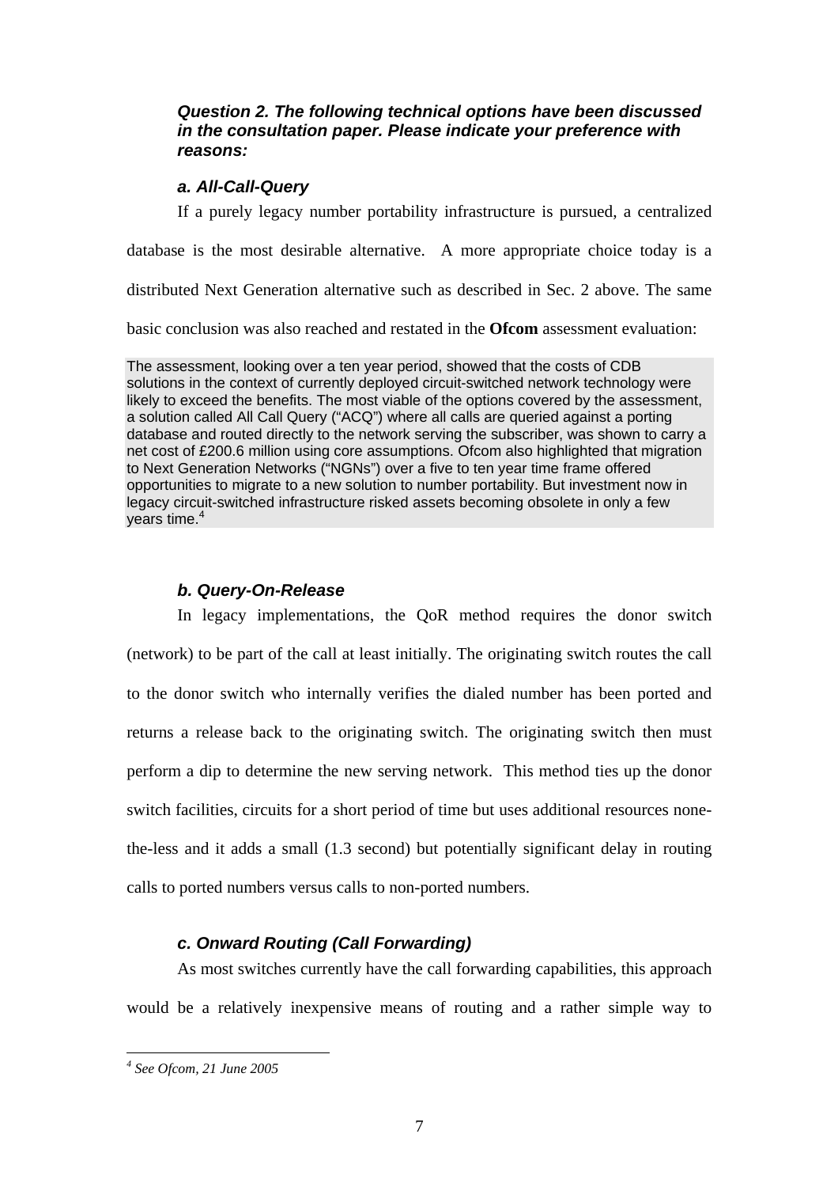***Question 2. The following technical options have been discussed in the consultation paper. Please indicate your preference with reasons:***

***a. All-Call-Query***

If a purely legacy number portability infrastructure is pursued, a centralized database is the most desirable alternative. A more appropriate choice today is a distributed Next Generation alternative such as described in Sec. 2 above. The same basic conclusion was also reached and restated in the **Ofcom** assessment evaluation:

> The assessment, looking over a ten year period, showed that the costs of CDB solutions in the context of currently deployed circuit-switched network technology were likely to exceed the benefits. The most viable of the options covered by the assessment, a solution called All Call Query ("ACQ") where all calls are queried against a porting database and routed directly to the network serving the subscriber, was shown to carry a net cost of £200.6 million using core assumptions. Ofcom also highlighted that migration to Next Generation Networks ("NGNs") over a five to ten year time frame offered opportunities to migrate to a new solution to number portability. But investment now in legacy circuit-switched infrastructure risked assets becoming obsolete in only a few years time.[4]

***b. Query-On-Release***

In legacy implementations, the QoR method requires the donor switch (network) to be part of the call at least initially. The originating switch routes the call to the donor switch who internally verifies the dialed number has been ported and returns a release back to the originating switch. The originating switch then must perform a dip to determine the new serving network. This method ties up the donor switch facilities, circuits for a short period of time but uses additional resources none-the-less and it adds a small (1.3 second) but potentially significant delay in routing calls to ported numbers versus calls to non-ported numbers.

***c. Onward Routing (Call Forwarding)***

As most switches currently have the call forwarding capabilities, this approach would be a relatively inexpensive means of routing and a rather simple way to

---

[4] *See Ofcom, 21 June 2005*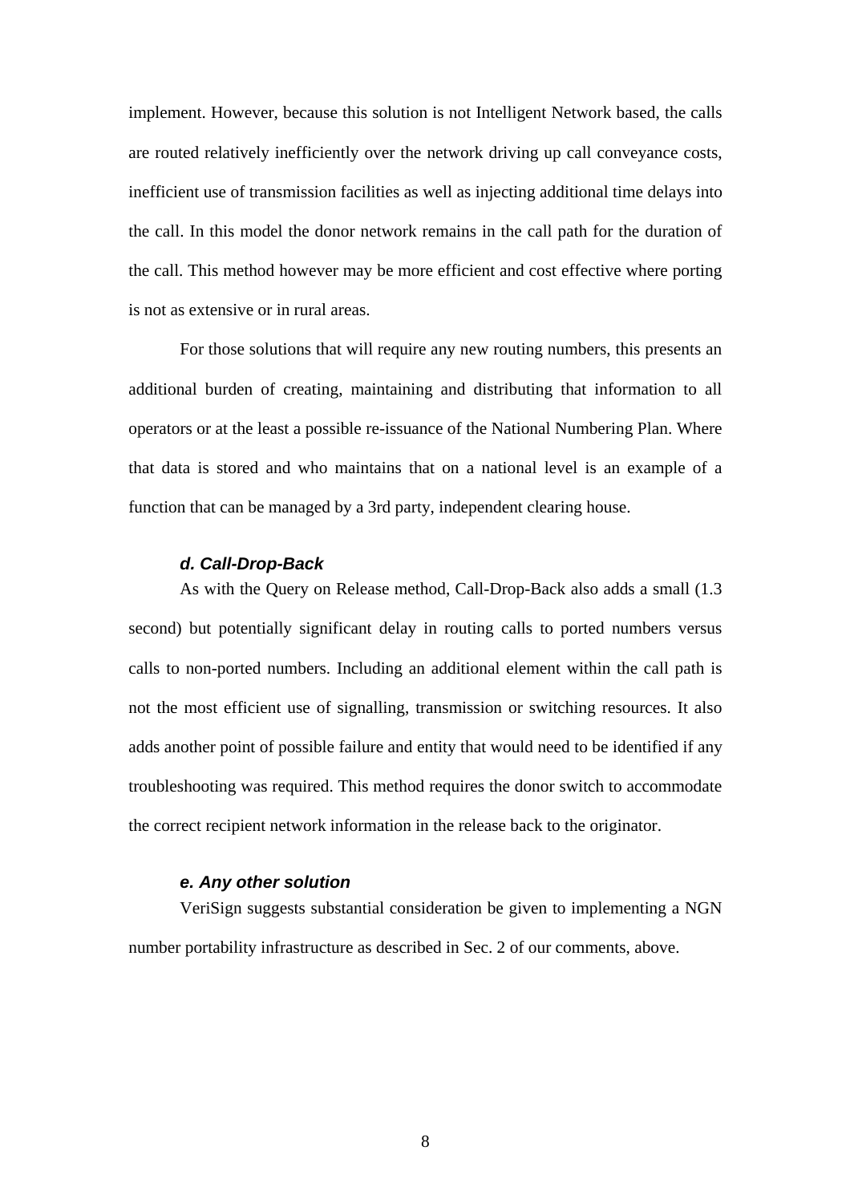implement. However, because this solution is not Intelligent Network based, the calls are routed relatively inefficiently over the network driving up call conveyance costs, inefficient use of transmission facilities as well as injecting additional time delays into the call. In this model the donor network remains in the call path for the duration of the call. This method however may be more efficient and cost effective where porting is not as extensive or in rural areas.

For those solutions that will require any new routing numbers, this presents an additional burden of creating, maintaining and distributing that information to all operators or at the least a possible re-issuance of the National Numbering Plan. Where that data is stored and who maintains that on a national level is an example of a function that can be managed by a 3rd party, independent clearing house.

#### *d. Call-Drop-Back*

As with the Query on Release method, Call-Drop-Back also adds a small (1.3 second) but potentially significant delay in routing calls to ported numbers versus calls to non-ported numbers. Including an additional element within the call path is not the most efficient use of signalling, transmission or switching resources. It also adds another point of possible failure and entity that would need to be identified if any troubleshooting was required. This method requires the donor switch to accommodate the correct recipient network information in the release back to the originator.

#### *e. Any other solution*

VeriSign suggests substantial consideration be given to implementing a NGN number portability infrastructure as described in Sec. 2 of our comments, above.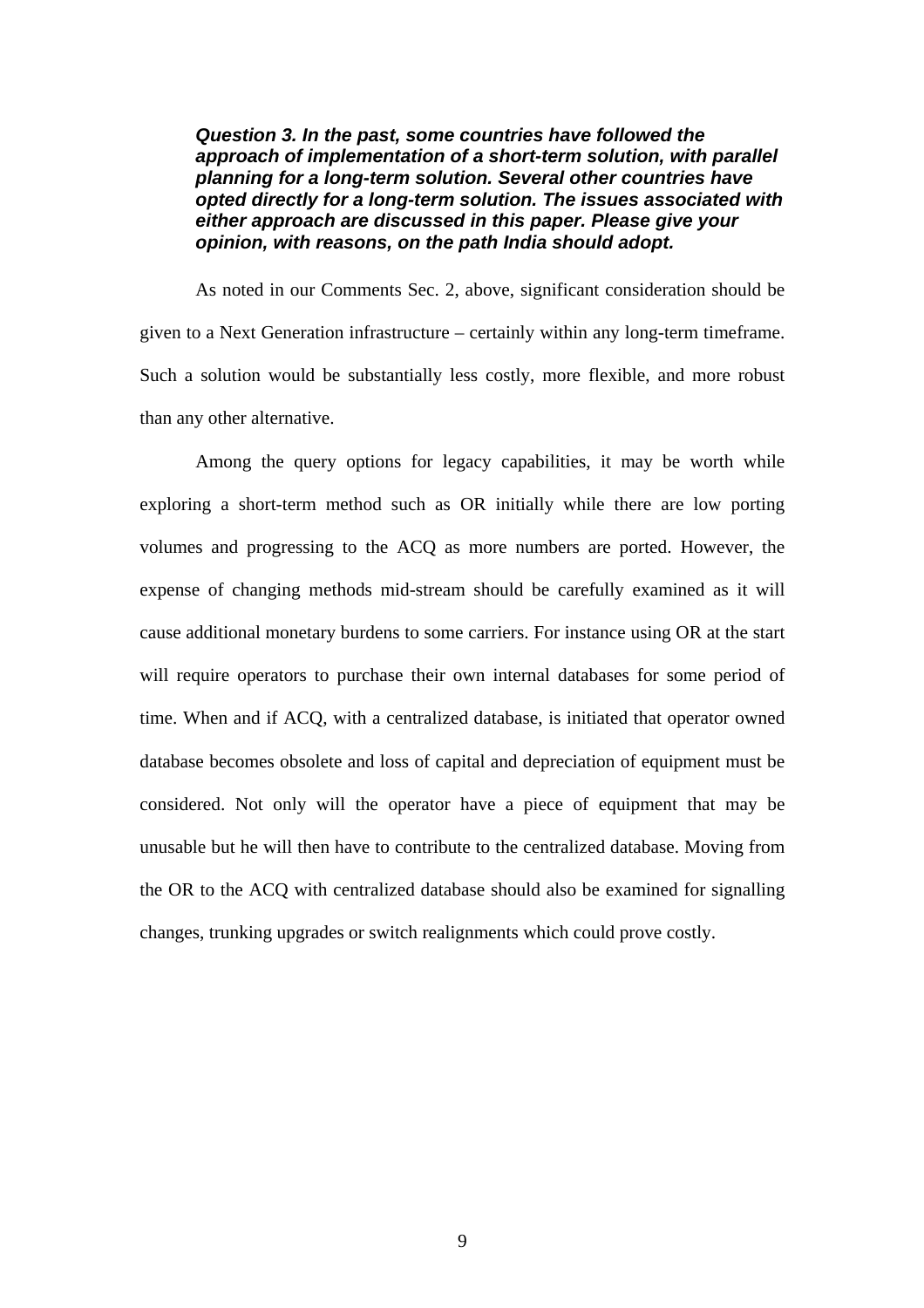***Question 3. In the past, some countries have followed the approach of implementation of a short-term solution, with parallel planning for a long-term solution. Several other countries have opted directly for a long-term solution. The issues associated with either approach are discussed in this paper. Please give your opinion, with reasons, on the path India should adopt.***

As noted in our Comments Sec. 2, above, significant consideration should be given to a Next Generation infrastructure – certainly within any long-term timeframe. Such a solution would be substantially less costly, more flexible, and more robust than any other alternative.

Among the query options for legacy capabilities, it may be worth while exploring a short-term method such as OR initially while there are low porting volumes and progressing to the ACQ as more numbers are ported. However, the expense of changing methods mid-stream should be carefully examined as it will cause additional monetary burdens to some carriers. For instance using OR at the start will require operators to purchase their own internal databases for some period of time. When and if ACQ, with a centralized database, is initiated that operator owned database becomes obsolete and loss of capital and depreciation of equipment must be considered. Not only will the operator have a piece of equipment that may be unusable but he will then have to contribute to the centralized database. Moving from the OR to the ACQ with centralized database should also be examined for signalling changes, trunking upgrades or switch realignments which could prove costly.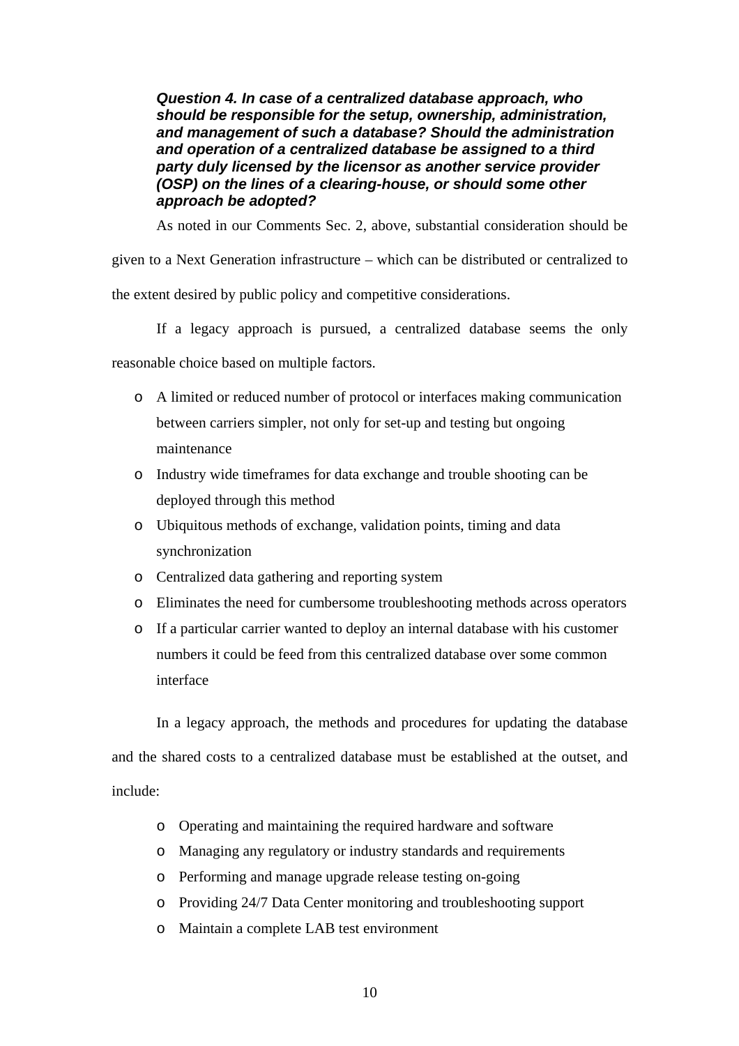***Question 4. In case of a centralized database approach, who should be responsible for the setup, ownership, administration, and management of such a database? Should the administration and operation of a centralized database be assigned to a third party duly licensed by the licensor as another service provider (OSP) on the lines of a clearing-house, or should some other approach be adopted?***

As noted in our Comments Sec. 2, above, substantial consideration should be given to a Next Generation infrastructure – which can be distributed or centralized to the extent desired by public policy and competitive considerations.

If a legacy approach is pursued, a centralized database seems the only reasonable choice based on multiple factors.

- A limited or reduced number of protocol or interfaces making communication between carriers simpler, not only for set-up and testing but ongoing maintenance
- Industry wide timeframes for data exchange and trouble shooting can be deployed through this method
- Ubiquitous methods of exchange, validation points, timing and data synchronization
- Centralized data gathering and reporting system
- Eliminates the need for cumbersome troubleshooting methods across operators
- If a particular carrier wanted to deploy an internal database with his customer numbers it could be feed from this centralized database over some common interface

In a legacy approach, the methods and procedures for updating the database and the shared costs to a centralized database must be established at the outset, and include:

- Operating and maintaining the required hardware and software
- Managing any regulatory or industry standards and requirements
- Performing and manage upgrade release testing on-going
- Providing 24/7 Data Center monitoring and troubleshooting support
- Maintain a complete LAB test environment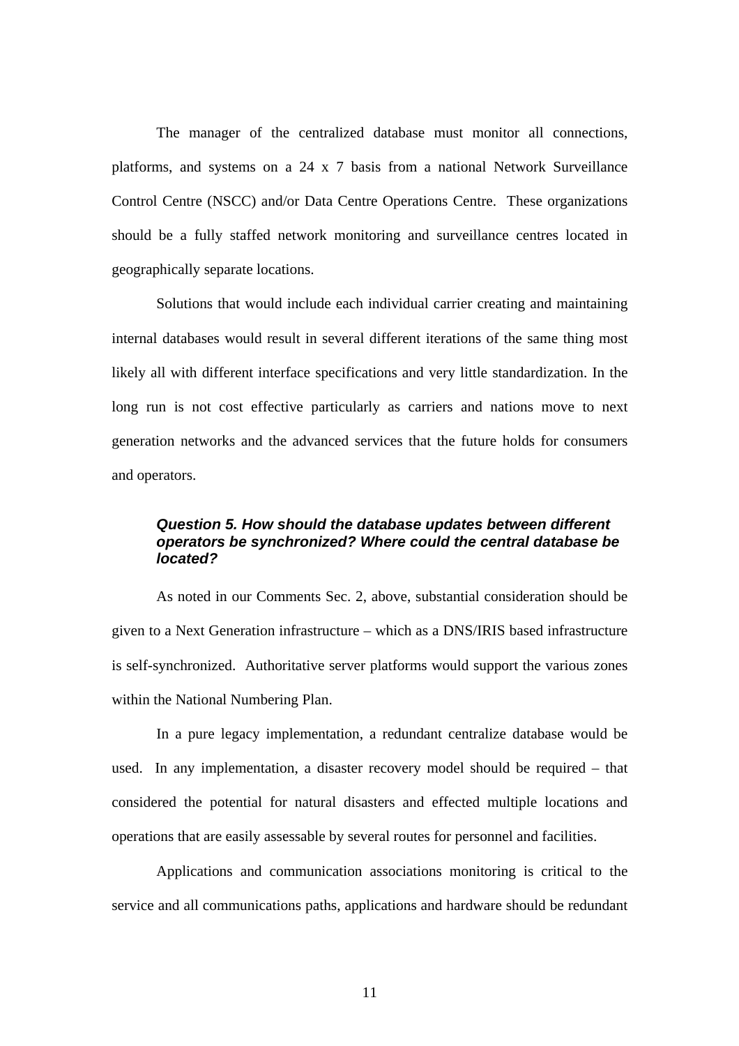The manager of the centralized database must monitor all connections, platforms, and systems on a 24 x 7 basis from a national Network Surveillance Control Centre (NSCC) and/or Data Centre Operations Centre. These organizations should be a fully staffed network monitoring and surveillance centres located in geographically separate locations.

Solutions that would include each individual carrier creating and maintaining internal databases would result in several different iterations of the same thing most likely all with different interface specifications and very little standardization. In the long run is not cost effective particularly as carriers and nations move to next generation networks and the advanced services that the future holds for consumers and operators.

***Question 5. How should the database updates between different operators be synchronized? Where could the central database be located?***

As noted in our Comments Sec. 2, above, substantial consideration should be given to a Next Generation infrastructure – which as a DNS/IRIS based infrastructure is self-synchronized. Authoritative server platforms would support the various zones within the National Numbering Plan.

In a pure legacy implementation, a redundant centralize database would be used. In any implementation, a disaster recovery model should be required – that considered the potential for natural disasters and effected multiple locations and operations that are easily assessable by several routes for personnel and facilities.

Applications and communication associations monitoring is critical to the service and all communications paths, applications and hardware should be redundant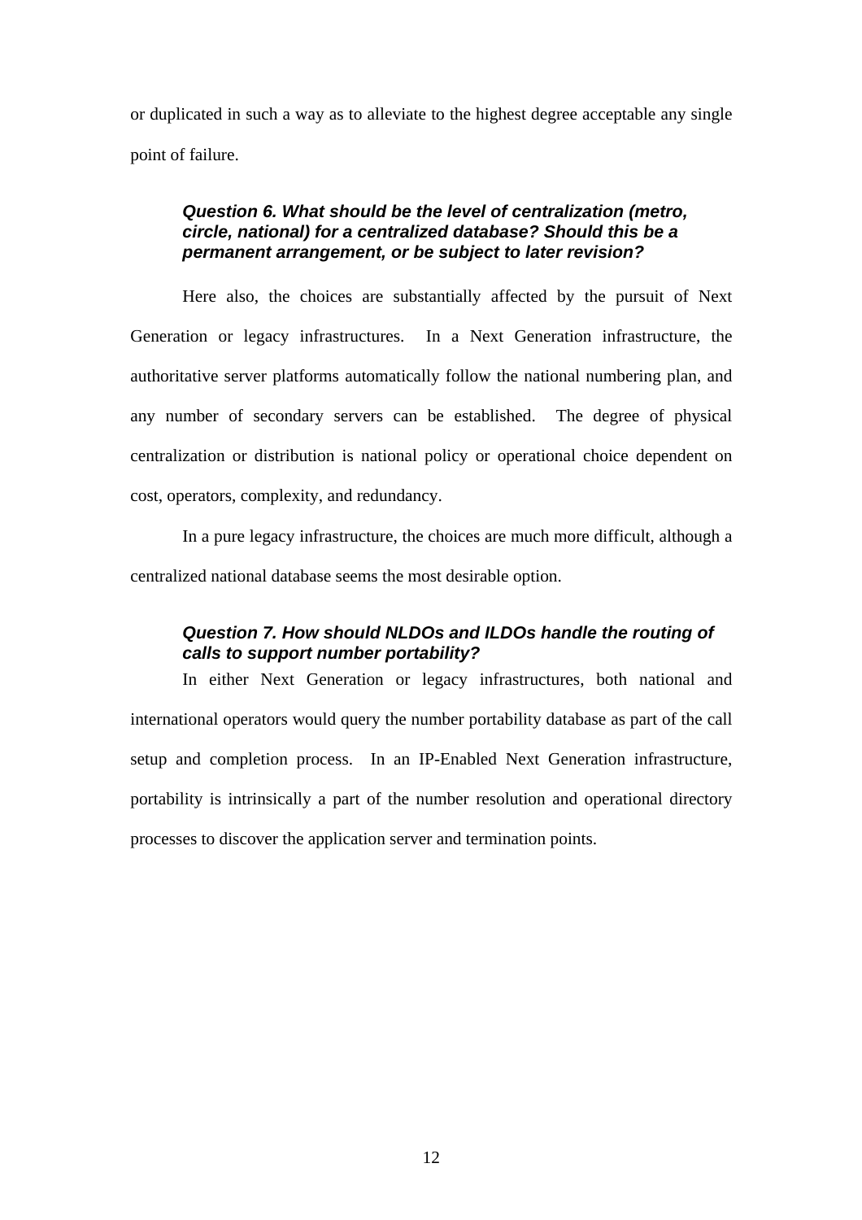or duplicated in such a way as to alleviate to the highest degree acceptable any single point of failure.

***Question 6. What should be the level of centralization (metro, circle, national) for a centralized database? Should this be a permanent arrangement, or be subject to later revision?***

Here also, the choices are substantially affected by the pursuit of Next Generation or legacy infrastructures. In a Next Generation infrastructure, the authoritative server platforms automatically follow the national numbering plan, and any number of secondary servers can be established. The degree of physical centralization or distribution is national policy or operational choice dependent on cost, operators, complexity, and redundancy.

In a pure legacy infrastructure, the choices are much more difficult, although a centralized national database seems the most desirable option.

***Question 7. How should NLDOs and ILDOs handle the routing of calls to support number portability?***

In either Next Generation or legacy infrastructures, both national and international operators would query the number portability database as part of the call setup and completion process. In an IP-Enabled Next Generation infrastructure, portability is intrinsically a part of the number resolution and operational directory processes to discover the application server and termination points.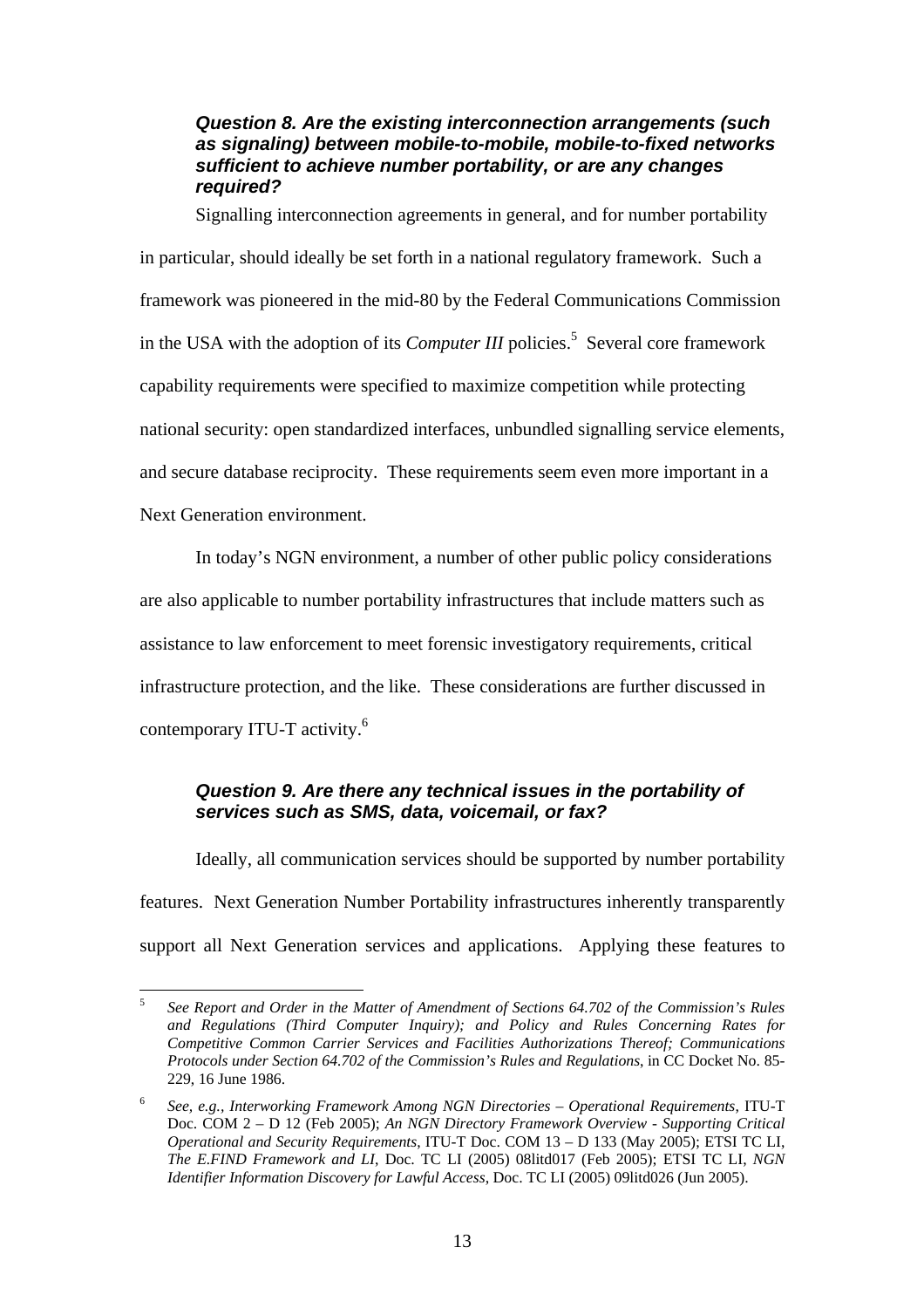***Question 8. Are the existing interconnection arrangements (such as signaling) between mobile-to-mobile, mobile-to-fixed networks sufficient to achieve number portability, or are any changes required?***

Signalling interconnection agreements in general, and for number portability in particular, should ideally be set forth in a national regulatory framework. Such a framework was pioneered in the mid-80 by the Federal Communications Commission in the USA with the adoption of its *Computer III* policies.[5] Several core framework capability requirements were specified to maximize competition while protecting national security: open standardized interfaces, unbundled signalling service elements, and secure database reciprocity. These requirements seem even more important in a Next Generation environment.

In today's NGN environment, a number of other public policy considerations are also applicable to number portability infrastructures that include matters such as assistance to law enforcement to meet forensic investigatory requirements, critical infrastructure protection, and the like. These considerations are further discussed in contemporary ITU-T activity.[6]

***Question 9. Are there any technical issues in the portability of services such as SMS, data, voicemail, or fax?***

Ideally, all communication services should be supported by number portability features. Next Generation Number Portability infrastructures inherently transparently support all Next Generation services and applications. Applying these features to

---

[5] *See Report and Order in the Matter of Amendment of Sections 64.702 of the Commission's Rules and Regulations (Third Computer Inquiry); and Policy and Rules Concerning Rates for Competitive Common Carrier Services and Facilities Authorizations Thereof; Communications Protocols under Section 64.702 of the Commission's Rules and Regulations*, in CC Docket No. 85-229, 16 June 1986.

[6] *See, e.g., Interworking Framework Among NGN Directories – Operational Requirements*, ITU-T Doc. COM 2 – D 12 (Feb 2005); *An NGN Directory Framework Overview - Supporting Critical Operational and Security Requirements*, ITU-T Doc. COM 13 – D 133 (May 2005); ETSI TC LI, *The E.FIND Framework and LI*, Doc. TC LI (2005) 08litd017 (Feb 2005); ETSI TC LI, *NGN Identifier Information Discovery for Lawful Access*, Doc. TC LI (2005) 09litd026 (Jun 2005).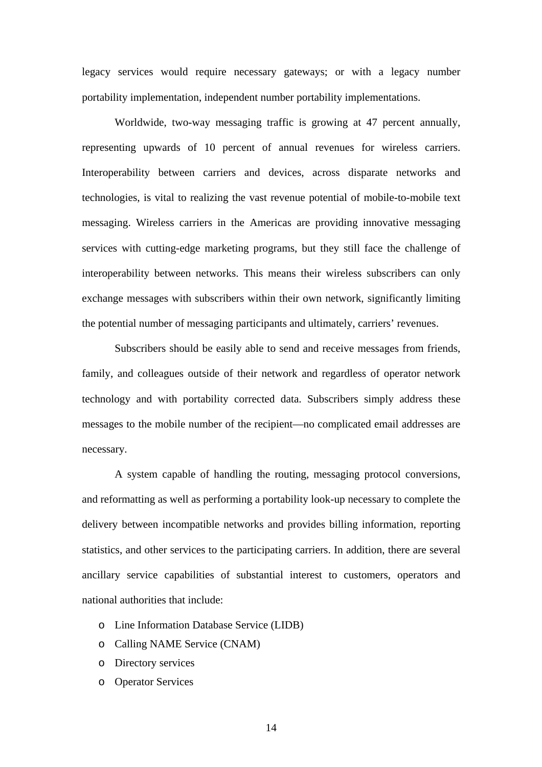legacy services would require necessary gateways; or with a legacy number portability implementation, independent number portability implementations.

Worldwide, two-way messaging traffic is growing at 47 percent annually, representing upwards of 10 percent of annual revenues for wireless carriers. Interoperability between carriers and devices, across disparate networks and technologies, is vital to realizing the vast revenue potential of mobile-to-mobile text messaging. Wireless carriers in the Americas are providing innovative messaging services with cutting-edge marketing programs, but they still face the challenge of interoperability between networks. This means their wireless subscribers can only exchange messages with subscribers within their own network, significantly limiting the potential number of messaging participants and ultimately, carriers' revenues.

Subscribers should be easily able to send and receive messages from friends, family, and colleagues outside of their network and regardless of operator network technology and with portability corrected data. Subscribers simply address these messages to the mobile number of the recipient—no complicated email addresses are necessary.

A system capable of handling the routing, messaging protocol conversions, and reformatting as well as performing a portability look-up necessary to complete the delivery between incompatible networks and provides billing information, reporting statistics, and other services to the participating carriers. In addition, there are several ancillary service capabilities of substantial interest to customers, operators and national authorities that include:

- Line Information Database Service (LIDB)
- Calling NAME Service (CNAM)
- Directory services
- Operator Services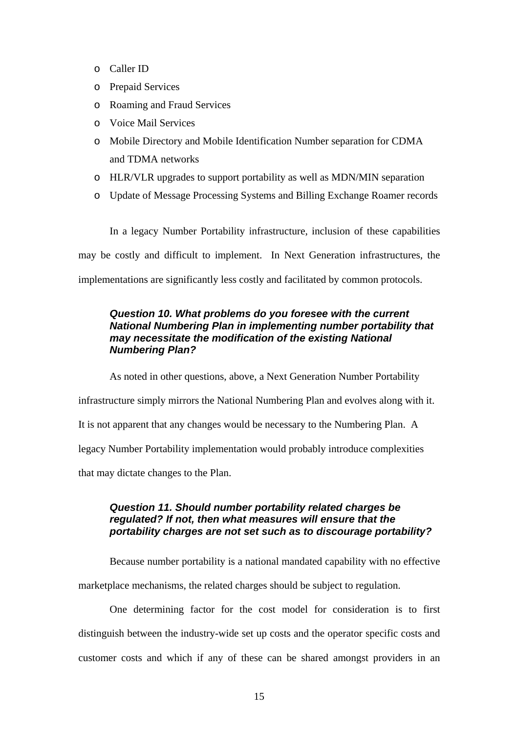- Caller ID
- Prepaid Services
- Roaming and Fraud Services
- Voice Mail Services
- Mobile Directory and Mobile Identification Number separation for CDMA and TDMA networks
- HLR/VLR upgrades to support portability as well as MDN/MIN separation
- Update of Message Processing Systems and Billing Exchange Roamer records

In a legacy Number Portability infrastructure, inclusion of these capabilities may be costly and difficult to implement. In Next Generation infrastructures, the implementations are significantly less costly and facilitated by common protocols.

***Question 10. What problems do you foresee with the current National Numbering Plan in implementing number portability that may necessitate the modification of the existing National Numbering Plan?***

As noted in other questions, above, a Next Generation Number Portability infrastructure simply mirrors the National Numbering Plan and evolves along with it. It is not apparent that any changes would be necessary to the Numbering Plan. A legacy Number Portability implementation would probably introduce complexities that may dictate changes to the Plan.

***Question 11. Should number portability related charges be regulated? If not, then what measures will ensure that the portability charges are not set such as to discourage portability?***

Because number portability is a national mandated capability with no effective marketplace mechanisms, the related charges should be subject to regulation.

One determining factor for the cost model for consideration is to first distinguish between the industry-wide set up costs and the operator specific costs and customer costs and which if any of these can be shared amongst providers in an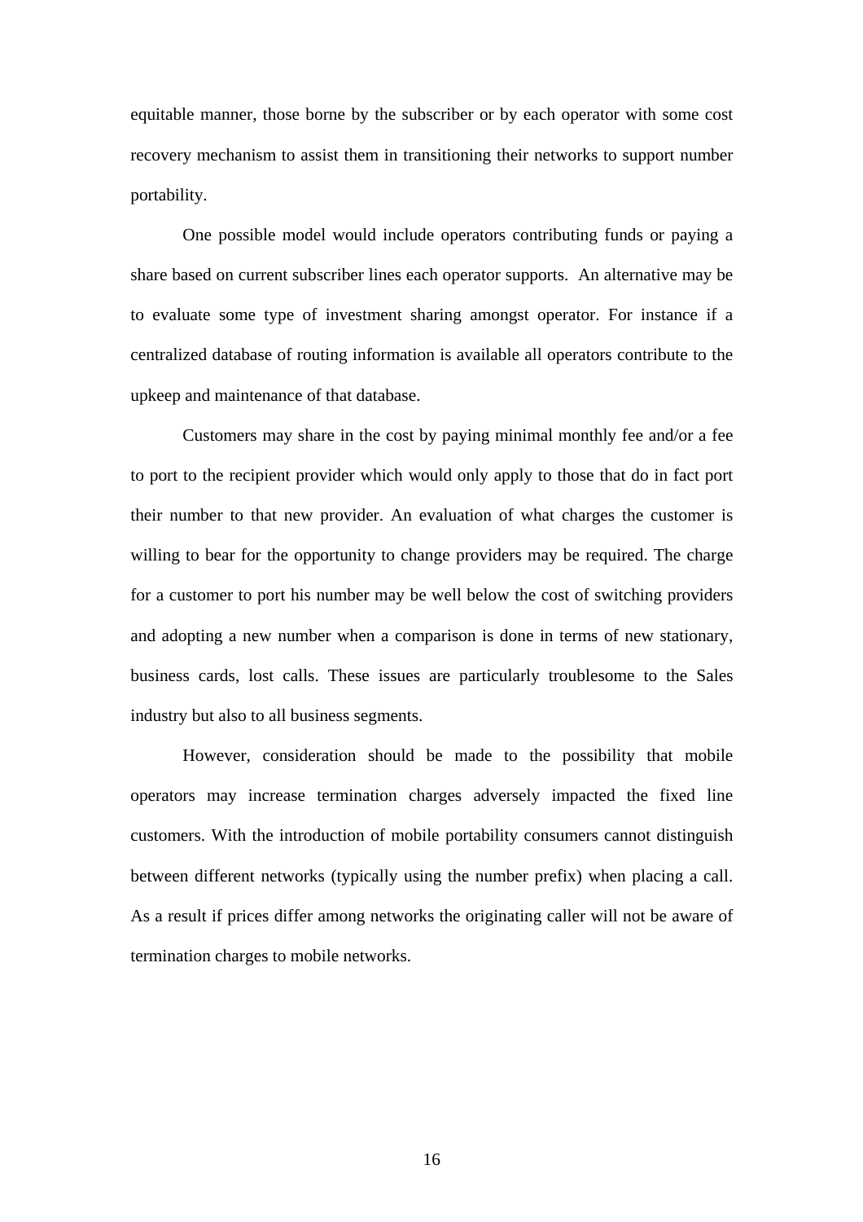equitable manner, those borne by the subscriber or by each operator with some cost recovery mechanism to assist them in transitioning their networks to support number portability.

One possible model would include operators contributing funds or paying a share based on current subscriber lines each operator supports. An alternative may be to evaluate some type of investment sharing amongst operator. For instance if a centralized database of routing information is available all operators contribute to the upkeep and maintenance of that database.

Customers may share in the cost by paying minimal monthly fee and/or a fee to port to the recipient provider which would only apply to those that do in fact port their number to that new provider. An evaluation of what charges the customer is willing to bear for the opportunity to change providers may be required. The charge for a customer to port his number may be well below the cost of switching providers and adopting a new number when a comparison is done in terms of new stationary, business cards, lost calls. These issues are particularly troublesome to the Sales industry but also to all business segments.

However, consideration should be made to the possibility that mobile operators may increase termination charges adversely impacted the fixed line customers. With the introduction of mobile portability consumers cannot distinguish between different networks (typically using the number prefix) when placing a call. As a result if prices differ among networks the originating caller will not be aware of termination charges to mobile networks.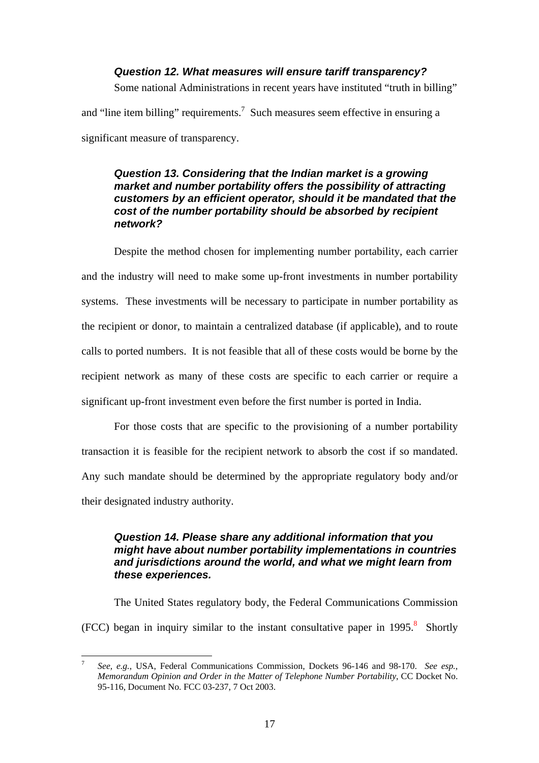***Question 12. What measures will ensure tariff transparency?***

Some national Administrations in recent years have instituted "truth in billing" and "line item billing" requirements.[7] Such measures seem effective in ensuring a significant measure of transparency.

***Question 13. Considering that the Indian market is a growing market and number portability offers the possibility of attracting customers by an efficient operator, should it be mandated that the cost of the number portability should be absorbed by recipient network?***

Despite the method chosen for implementing number portability, each carrier and the industry will need to make some up-front investments in number portability systems. These investments will be necessary to participate in number portability as the recipient or donor, to maintain a centralized database (if applicable), and to route calls to ported numbers. It is not feasible that all of these costs would be borne by the recipient network as many of these costs are specific to each carrier or require a significant up-front investment even before the first number is ported in India.

For those costs that are specific to the provisioning of a number portability transaction it is feasible for the recipient network to absorb the cost if so mandated. Any such mandate should be determined by the appropriate regulatory body and/or their designated industry authority.

***Question 14. Please share any additional information that you might have about number portability implementations in countries and jurisdictions around the world, and what we might learn from these experiences.***

The United States regulatory body, the Federal Communications Commission (FCC) began in inquiry similar to the instant consultative paper in 1995.[8] Shortly

---

[7] *See, e.g.*, USA, Federal Communications Commission, Dockets 96-146 and 98-170. *See esp., Memorandum Opinion and Order in the Matter of Telephone Number Portability*, CC Docket No. 95-116, Document No. FCC 03-237, 7 Oct 2003.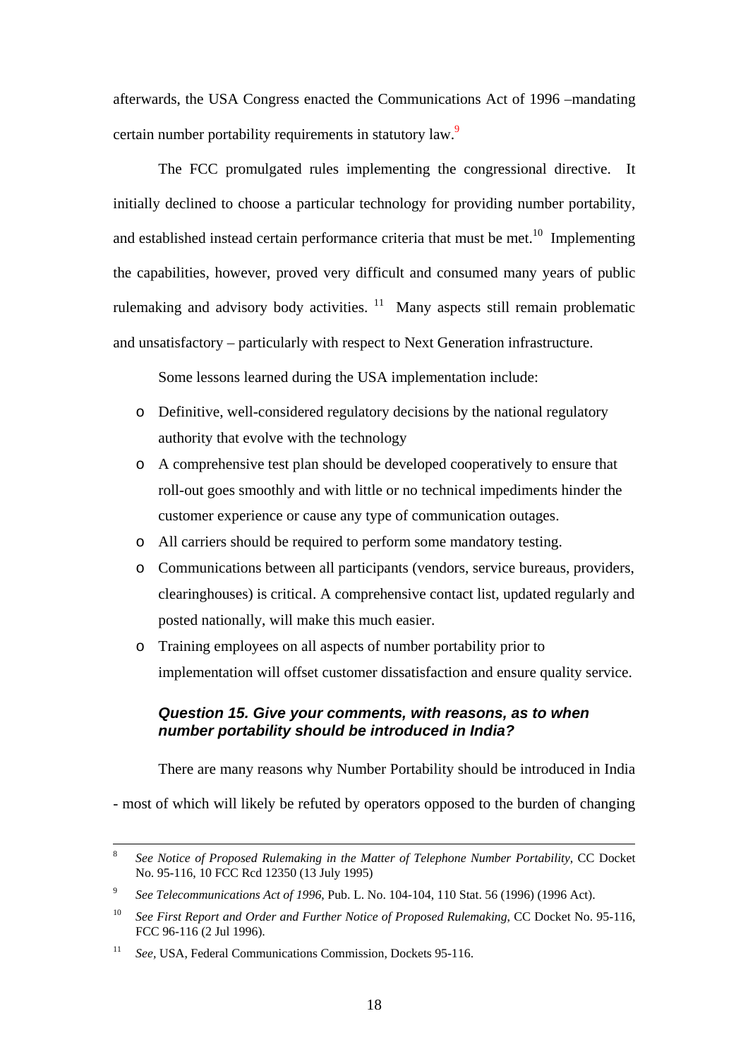afterwards, the USA Congress enacted the Communications Act of 1996 –mandating certain number portability requirements in statutory law.[9]

The FCC promulgated rules implementing the congressional directive. It initially declined to choose a particular technology for providing number portability, and established instead certain performance criteria that must be met.[10] Implementing the capabilities, however, proved very difficult and consumed many years of public rulemaking and advisory body activities.[11] Many aspects still remain problematic and unsatisfactory – particularly with respect to Next Generation infrastructure.

Some lessons learned during the USA implementation include:

- Definitive, well-considered regulatory decisions by the national regulatory authority that evolve with the technology
- A comprehensive test plan should be developed cooperatively to ensure that roll-out goes smoothly and with little or no technical impediments hinder the customer experience or cause any type of communication outages.
- All carriers should be required to perform some mandatory testing.
- Communications between all participants (vendors, service bureaus, providers, clearinghouses) is critical. A comprehensive contact list, updated regularly and posted nationally, will make this much easier.
- Training employees on all aspects of number portability prior to implementation will offset customer dissatisfaction and ensure quality service.

***Question 15. Give your comments, with reasons, as to when number portability should be introduced in India?***

There are many reasons why Number Portability should be introduced in India - most of which will likely be refuted by operators opposed to the burden of changing

---

[8] *See Notice of Proposed Rulemaking in the Matter of Telephone Number Portability*, CC Docket No. 95-116, 10 FCC Rcd 12350 (13 July 1995)

[9] *See Telecommunications Act of 1996*, Pub. L. No. 104-104, 110 Stat. 56 (1996) (1996 Act).

[10] *See First Report and Order and Further Notice of Proposed Rulemaking*, CC Docket No. 95-116, FCC 96-116 (2 Jul 1996).

[11] *See*, USA, Federal Communications Commission, Dockets 95-116.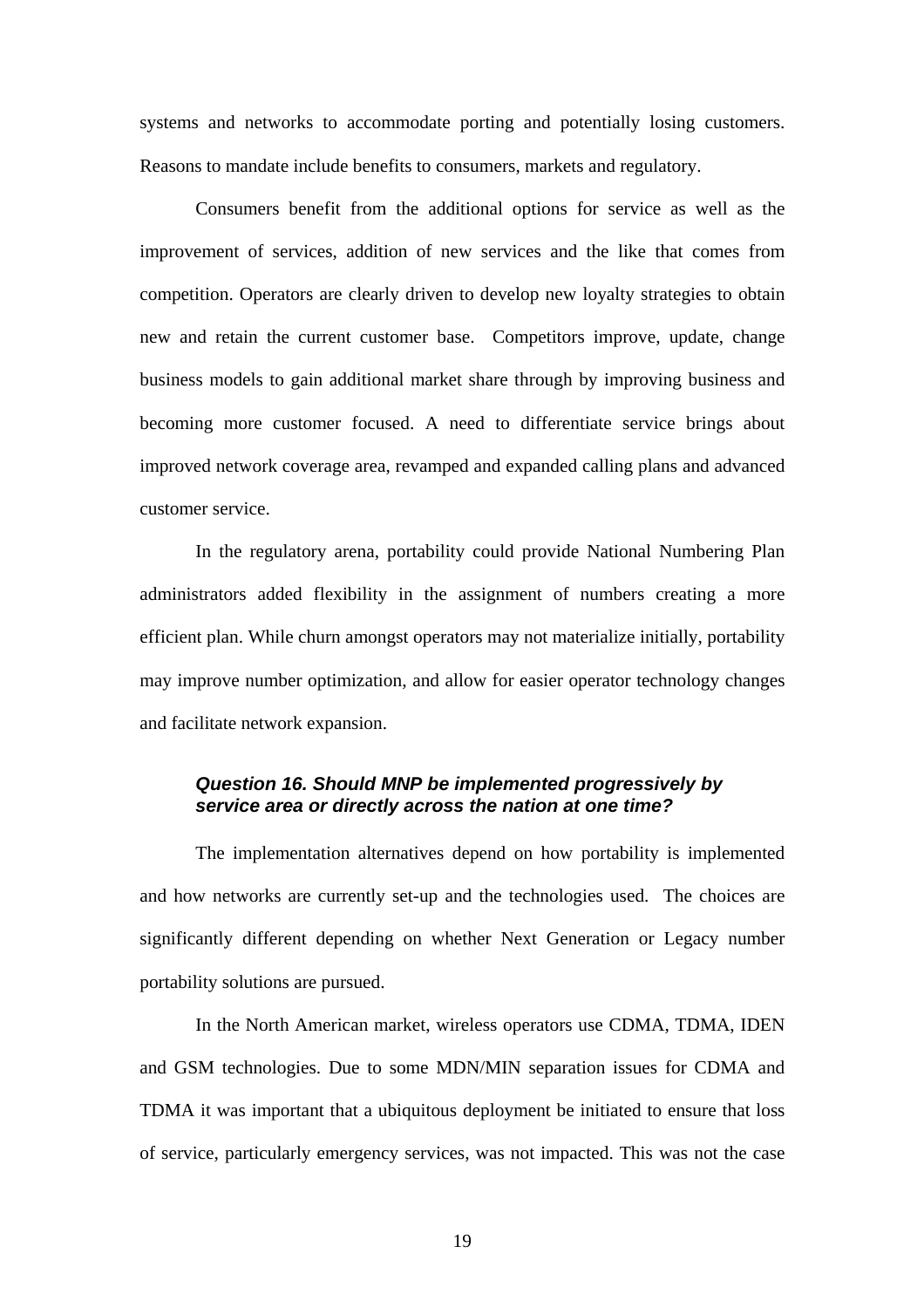systems and networks to accommodate porting and potentially losing customers. Reasons to mandate include benefits to consumers, markets and regulatory.

Consumers benefit from the additional options for service as well as the improvement of services, addition of new services and the like that comes from competition. Operators are clearly driven to develop new loyalty strategies to obtain new and retain the current customer base. Competitors improve, update, change business models to gain additional market share through by improving business and becoming more customer focused. A need to differentiate service brings about improved network coverage area, revamped and expanded calling plans and advanced customer service.

In the regulatory arena, portability could provide National Numbering Plan administrators added flexibility in the assignment of numbers creating a more efficient plan. While churn amongst operators may not materialize initially, portability may improve number optimization, and allow for easier operator technology changes and facilitate network expansion.

***Question 16. Should MNP be implemented progressively by service area or directly across the nation at one time?***

The implementation alternatives depend on how portability is implemented and how networks are currently set-up and the technologies used. The choices are significantly different depending on whether Next Generation or Legacy number portability solutions are pursued.

In the North American market, wireless operators use CDMA, TDMA, IDEN and GSM technologies. Due to some MDN/MIN separation issues for CDMA and TDMA it was important that a ubiquitous deployment be initiated to ensure that loss of service, particularly emergency services, was not impacted. This was not the case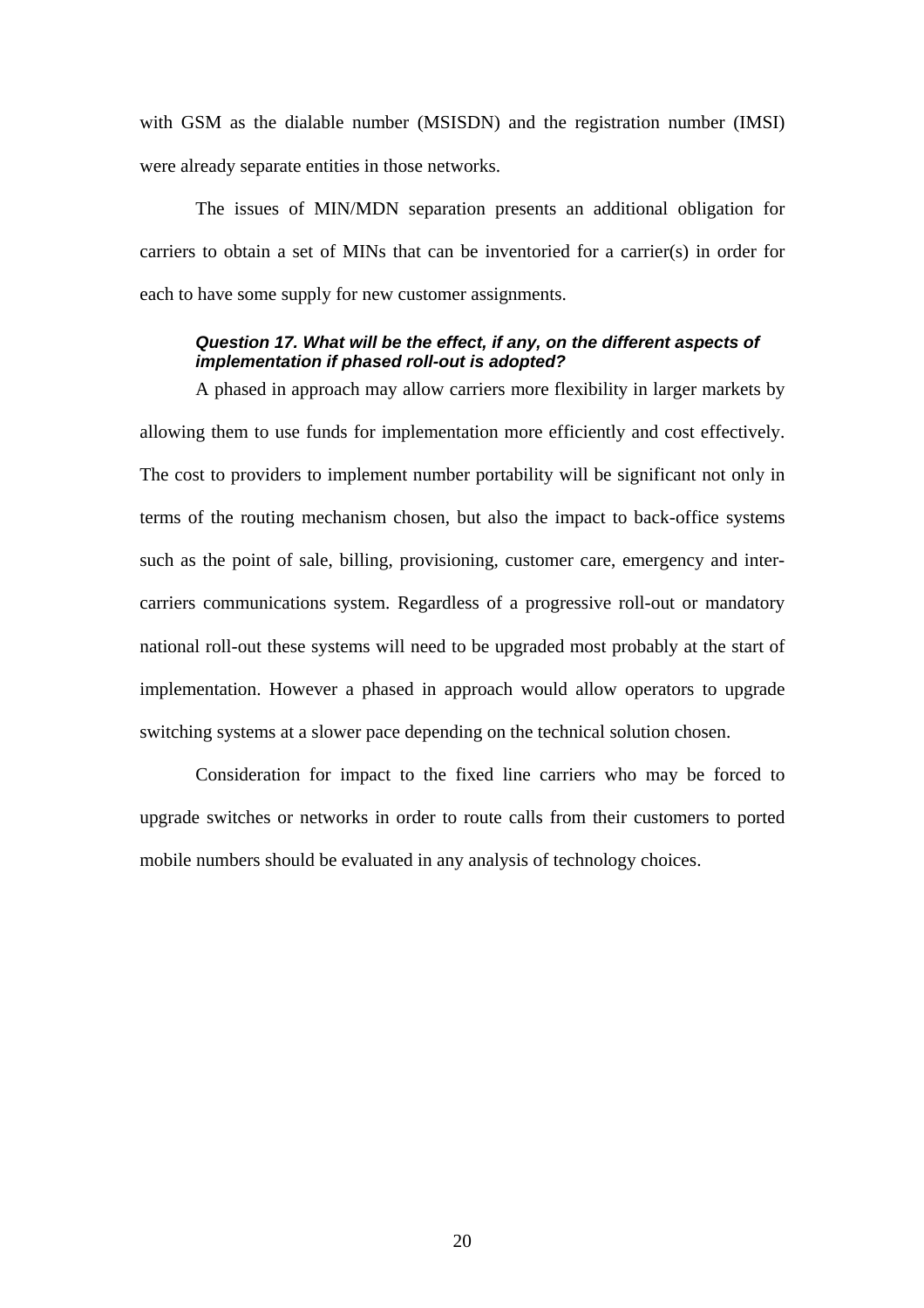with GSM as the dialable number (MSISDN) and the registration number (IMSI) were already separate entities in those networks.

The issues of MIN/MDN separation presents an additional obligation for carriers to obtain a set of MINs that can be inventoried for a carrier(s) in order for each to have some supply for new customer assignments.

***Question 17. What will be the effect, if any, on the different aspects of implementation if phased roll-out is adopted?***

A phased in approach may allow carriers more flexibility in larger markets by allowing them to use funds for implementation more efficiently and cost effectively. The cost to providers to implement number portability will be significant not only in terms of the routing mechanism chosen, but also the impact to back-office systems such as the point of sale, billing, provisioning, customer care, emergency and inter-carriers communications system. Regardless of a progressive roll-out or mandatory national roll-out these systems will need to be upgraded most probably at the start of implementation. However a phased in approach would allow operators to upgrade switching systems at a slower pace depending on the technical solution chosen.

Consideration for impact to the fixed line carriers who may be forced to upgrade switches or networks in order to route calls from their customers to ported mobile numbers should be evaluated in any analysis of technology choices.